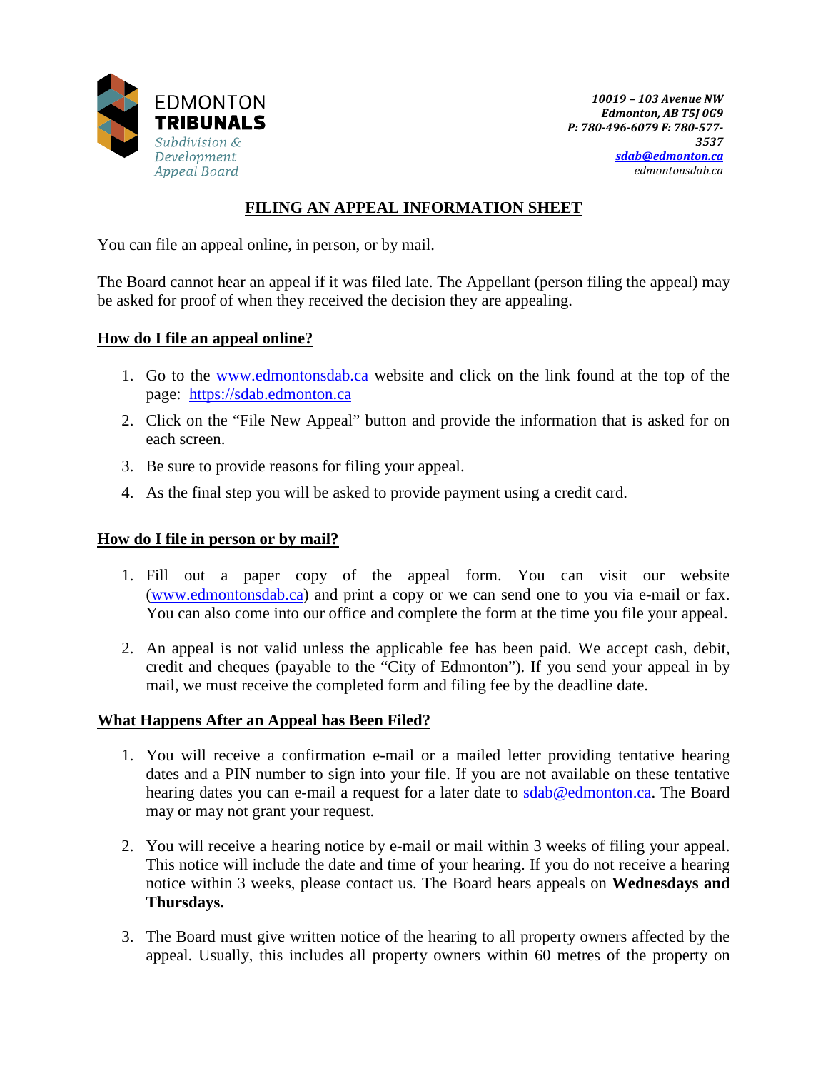EDMONTON
**TRIBUNALS**
*Subdivision & Development Appeal Board*

***10019 – 103 Avenue NW***
***Edmonton, AB T5J 0G9***
***P: 780-496-6079 F: 780-577-3537***
***sdab@edmonton.ca***
*edmontonsdab.ca*

# FILING AN APPEAL INFORMATION SHEET

You can file an appeal online, in person, or by mail.

The Board cannot hear an appeal if it was filed late. The Appellant (person filing the appeal) may be asked for proof of when they received the decision they are appealing.

## How do I file an appeal online?

1. Go to the www.edmontonsdab.ca website and click on the link found at the top of the page: https://sdab.edmonton.ca
2. Click on the "File New Appeal" button and provide the information that is asked for on each screen.
3. Be sure to provide reasons for filing your appeal.
4. As the final step you will be asked to provide payment using a credit card.

## How do I file in person or by mail?

1. Fill out a paper copy of the appeal form. You can visit our website (www.edmontonsdab.ca) and print a copy or we can send one to you via e-mail or fax. You can also come into our office and complete the form at the time you file your appeal.

2. An appeal is not valid unless the applicable fee has been paid. We accept cash, debit, credit and cheques (payable to the "City of Edmonton"). If you send your appeal in by mail, we must receive the completed form and filing fee by the deadline date.

## What Happens After an Appeal has Been Filed?

1. You will receive a confirmation e-mail or a mailed letter providing tentative hearing dates and a PIN number to sign into your file. If you are not available on these tentative hearing dates you can e-mail a request for a later date to sdab@edmonton.ca. The Board may or may not grant your request.

2. You will receive a hearing notice by e-mail or mail within 3 weeks of filing your appeal. This notice will include the date and time of your hearing. If you do not receive a hearing notice within 3 weeks, please contact us. The Board hears appeals on **Wednesdays and Thursdays.**

3. The Board must give written notice of the hearing to all property owners affected by the appeal. Usually, this includes all property owners within 60 metres of the property on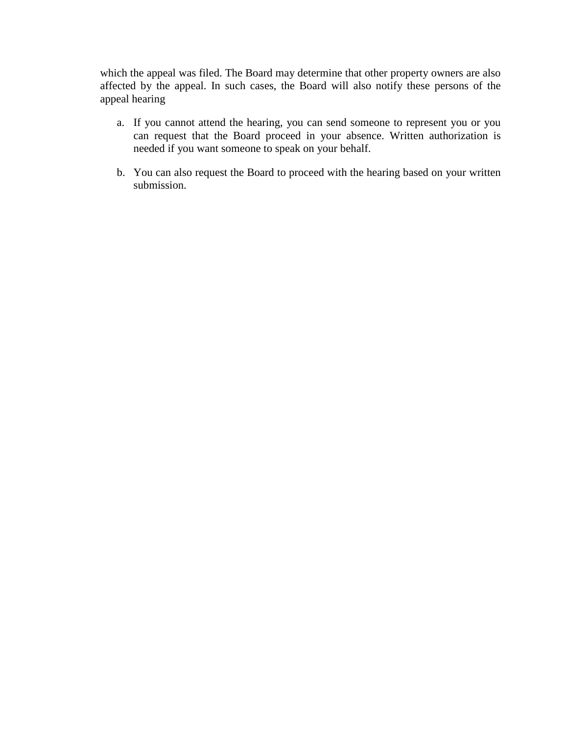which the appeal was filed. The Board may determine that other property owners are also affected by the appeal. In such cases, the Board will also notify these persons of the appeal hearing

a. If you cannot attend the hearing, you can send someone to represent you or you can request that the Board proceed in your absence. Written authorization is needed if you want someone to speak on your behalf.

b. You can also request the Board to proceed with the hearing based on your written submission.